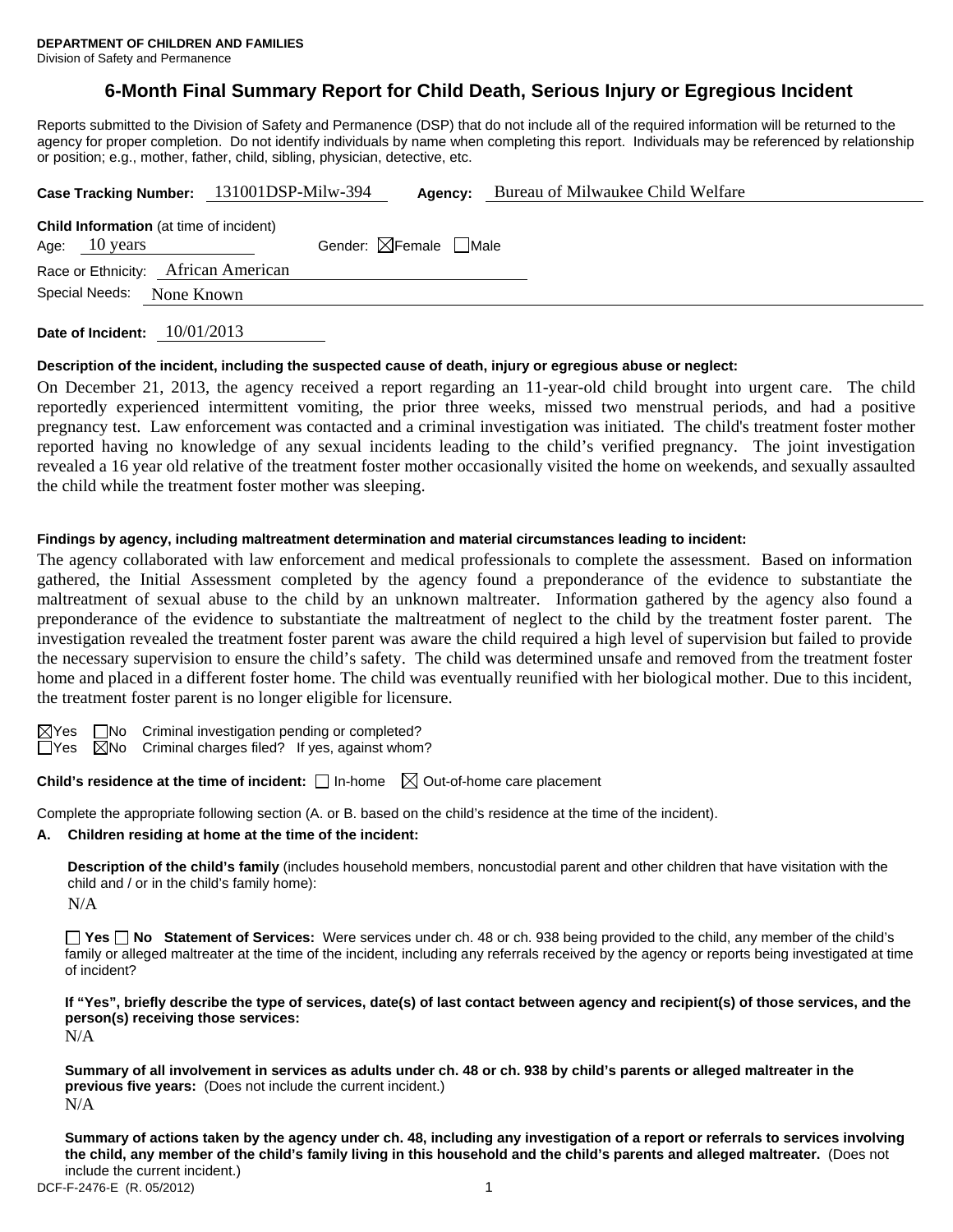**DEPARTMENT OF CHILDREN AND FAMILIES**
Division of Safety and Permanence

# 6-Month Final Summary Report for Child Death, Serious Injury or Egregious Incident

Reports submitted to the Division of Safety and Permanence (DSP) that do not include all of the required information will be returned to the agency for proper completion. Do not identify individuals by name when completing this report. Individuals may be referenced by relationship or position; e.g., mother, father, child, sibling, physician, detective, etc.

**Case Tracking Number:** 131001DSP-Milw-394 **Agency:** Bureau of Milwaukee Child Welfare

**Child Information** (at time of incident)
Age: 10 years Gender: ☒Female ☐Male
Race or Ethnicity: African American
Special Needs: None Known

**Date of Incident:** 10/01/2013

**Description of the incident, including the suspected cause of death, injury or egregious abuse or neglect:**

On December 21, 2013, the agency received a report regarding an 11-year-old child brought into urgent care. The child reportedly experienced intermittent vomiting, the prior three weeks, missed two menstrual periods, and had a positive pregnancy test. Law enforcement was contacted and a criminal investigation was initiated. The child's treatment foster mother reported having no knowledge of any sexual incidents leading to the child's verified pregnancy. The joint investigation revealed a 16 year old relative of the treatment foster mother occasionally visited the home on weekends, and sexually assaulted the child while the treatment foster mother was sleeping.

**Findings by agency, including maltreatment determination and material circumstances leading to incident:**

The agency collaborated with law enforcement and medical professionals to complete the assessment. Based on information gathered, the Initial Assessment completed by the agency found a preponderance of the evidence to substantiate the maltreatment of sexual abuse to the child by an unknown maltreater. Information gathered by the agency also found a preponderance of the evidence to substantiate the maltreatment of neglect to the child by the treatment foster parent. The investigation revealed the treatment foster parent was aware the child required a high level of supervision but failed to provide the necessary supervision to ensure the child's safety. The child was determined unsafe and removed from the treatment foster home and placed in a different foster home. The child was eventually reunified with her biological mother. Due to this incident, the treatment foster parent is no longer eligible for licensure.

☒Yes ☐No Criminal investigation pending or completed?
☐Yes ☒No Criminal charges filed? If yes, against whom?

**Child's residence at the time of incident:** ☐ In-home ☒ Out-of-home care placement

Complete the appropriate following section (A. or B. based on the child's residence at the time of the incident).

**A. Children residing at home at the time of the incident:**

**Description of the child's family** (includes household members, noncustodial parent and other children that have visitation with the child and / or in the child's family home):
N/A

☐ **Yes** ☐ **No Statement of Services:** Were services under ch. 48 or ch. 938 being provided to the child, any member of the child's family or alleged maltreater at the time of the incident, including any referrals received by the agency or reports being investigated at time of incident?

**If "Yes", briefly describe the type of services, date(s) of last contact between agency and recipient(s) of those services, and the person(s) receiving those services:**
N/A

**Summary of all involvement in services as adults under ch. 48 or ch. 938 by child's parents or alleged maltreater in the previous five years:** (Does not include the current incident.)
N/A

**Summary of actions taken by the agency under ch. 48, including any investigation of a report or referrals to services involving the child, any member of the child's family living in this household and the child's parents and alleged maltreater.** (Does not include the current incident.)

DCF-F-2476-E (R. 05/2012)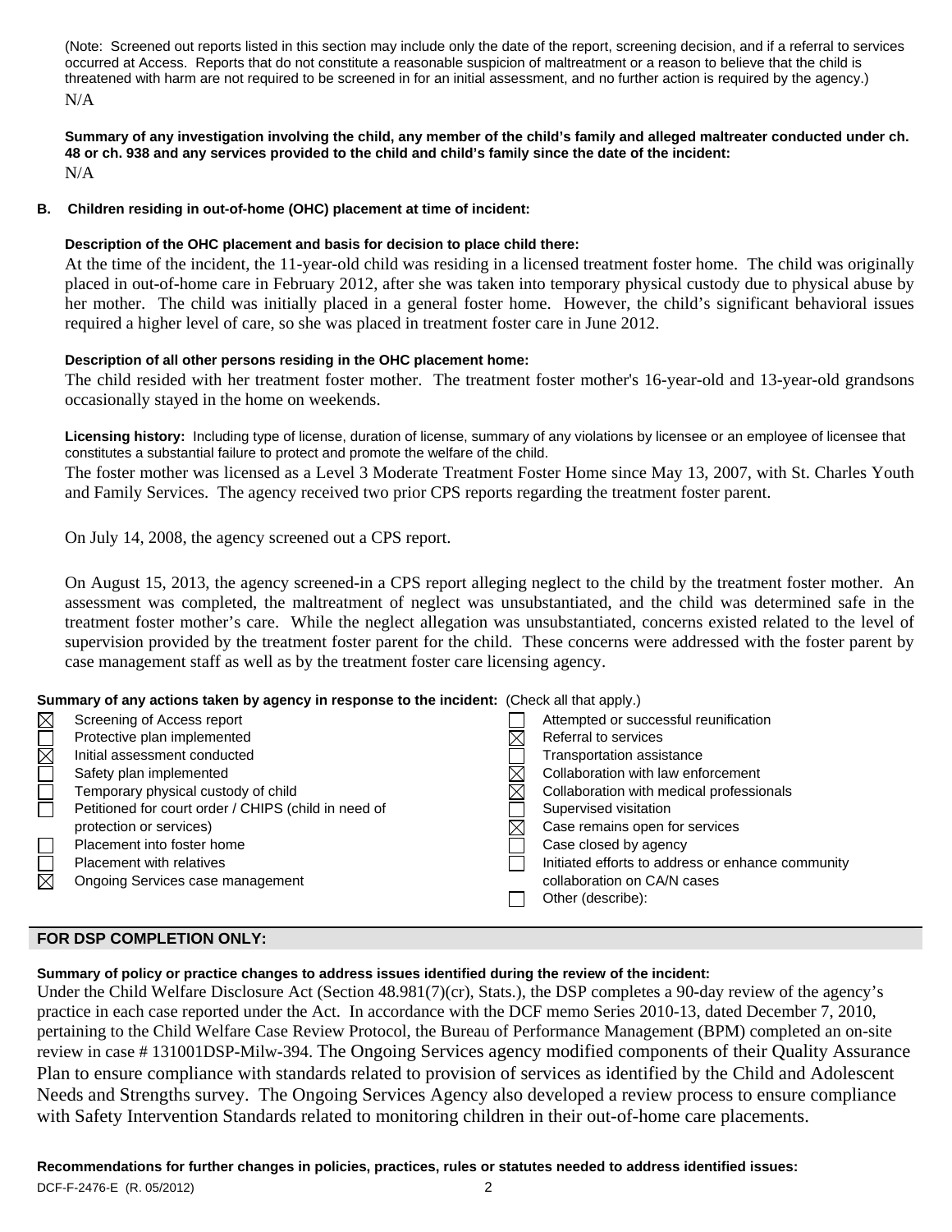(Note: Screened out reports listed in this section may include only the date of the report, screening decision, and if a referral to services occurred at Access. Reports that do not constitute a reasonable suspicion of maltreatment or a reason to believe that the child is threatened with harm are not required to be screened in for an initial assessment, and no further action is required by the agency.)

N/A

**Summary of any investigation involving the child, any member of the child's family and alleged maltreater conducted under ch. 48 or ch. 938 and any services provided to the child and child's family since the date of the incident:**

N/A

**B. Children residing in out-of-home (OHC) placement at time of incident:**

**Description of the OHC placement and basis for decision to place child there:**

At the time of the incident, the 11-year-old child was residing in a licensed treatment foster home. The child was originally placed in out-of-home care in February 2012, after she was taken into temporary physical custody due to physical abuse by her mother. The child was initially placed in a general foster home. However, the child's significant behavioral issues required a higher level of care, so she was placed in treatment foster care in June 2012.

**Description of all other persons residing in the OHC placement home:**

The child resided with her treatment foster mother. The treatment foster mother's 16-year-old and 13-year-old grandsons occasionally stayed in the home on weekends.

**Licensing history:** Including type of license, duration of license, summary of any violations by licensee or an employee of licensee that constitutes a substantial failure to protect and promote the welfare of the child.

The foster mother was licensed as a Level 3 Moderate Treatment Foster Home since May 13, 2007, with St. Charles Youth and Family Services. The agency received two prior CPS reports regarding the treatment foster parent.

On July 14, 2008, the agency screened out a CPS report.

On August 15, 2013, the agency screened-in a CPS report alleging neglect to the child by the treatment foster mother. An assessment was completed, the maltreatment of neglect was unsubstantiated, and the child was determined safe in the treatment foster mother's care. While the neglect allegation was unsubstantiated, concerns existed related to the level of supervision provided by the treatment foster parent for the child. These concerns were addressed with the foster parent by case management staff as well as by the treatment foster care licensing agency.

**Summary of any actions taken by agency in response to the incident:** (Check all that apply.)

- ☒ Screening of Access report
- ☐ Protective plan implemented
- ☒ Initial assessment conducted
- ☐ Safety plan implemented
- ☐ Temporary physical custody of child
- ☐ Petitioned for court order / CHIPS (child in need of protection or services)
- ☐ Placement into foster home
- ☐ Placement with relatives
- ☒ Ongoing Services case management
- ☐ Attempted or successful reunification
- ☒ Referral to services
- ☐ Transportation assistance
- ☒ Collaboration with law enforcement
- ☒ Collaboration with medical professionals
- ☐ Supervised visitation
- ☒ Case remains open for services
- ☐ Case closed by agency
- ☐ Initiated efforts to address or enhance community collaboration on CA/N cases
- ☐ Other (describe):

## FOR DSP COMPLETION ONLY:

**Summary of policy or practice changes to address issues identified during the review of the incident:**

Under the Child Welfare Disclosure Act (Section 48.981(7)(cr), Stats.), the DSP completes a 90-day review of the agency's practice in each case reported under the Act. In accordance with the DCF memo Series 2010-13, dated December 7, 2010, pertaining to the Child Welfare Case Review Protocol, the Bureau of Performance Management (BPM) completed an on-site review in case # 131001DSP-Milw-394. The Ongoing Services agency modified components of their Quality Assurance Plan to ensure compliance with standards related to provision of services as identified by the Child and Adolescent Needs and Strengths survey. The Ongoing Services Agency also developed a review process to ensure compliance with Safety Intervention Standards related to monitoring children in their out-of-home care placements.

**Recommendations for further changes in policies, practices, rules or statutes needed to address identified issues:**

DCF-F-2476-E (R. 05/2012)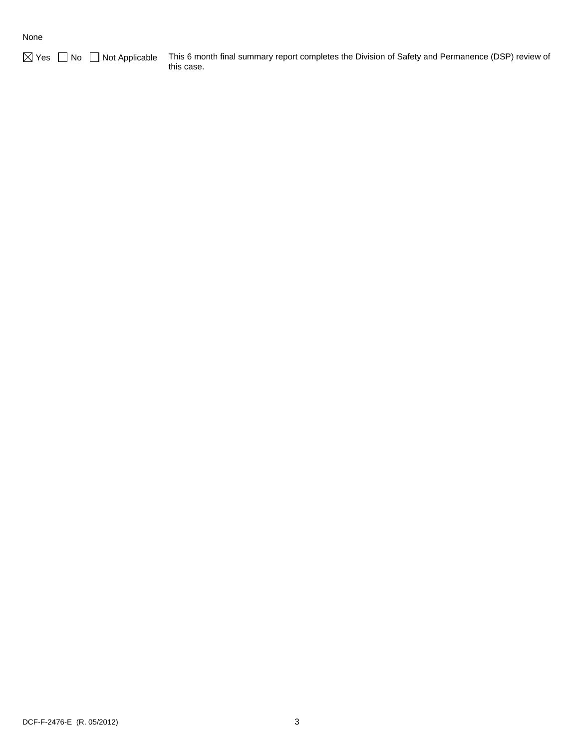None

☒ Yes ☐ No ☐ Not Applicable This 6 month final summary report completes the Division of Safety and Permanence (DSP) review of this case.

DCF-F-2476-E (R. 05/2012)